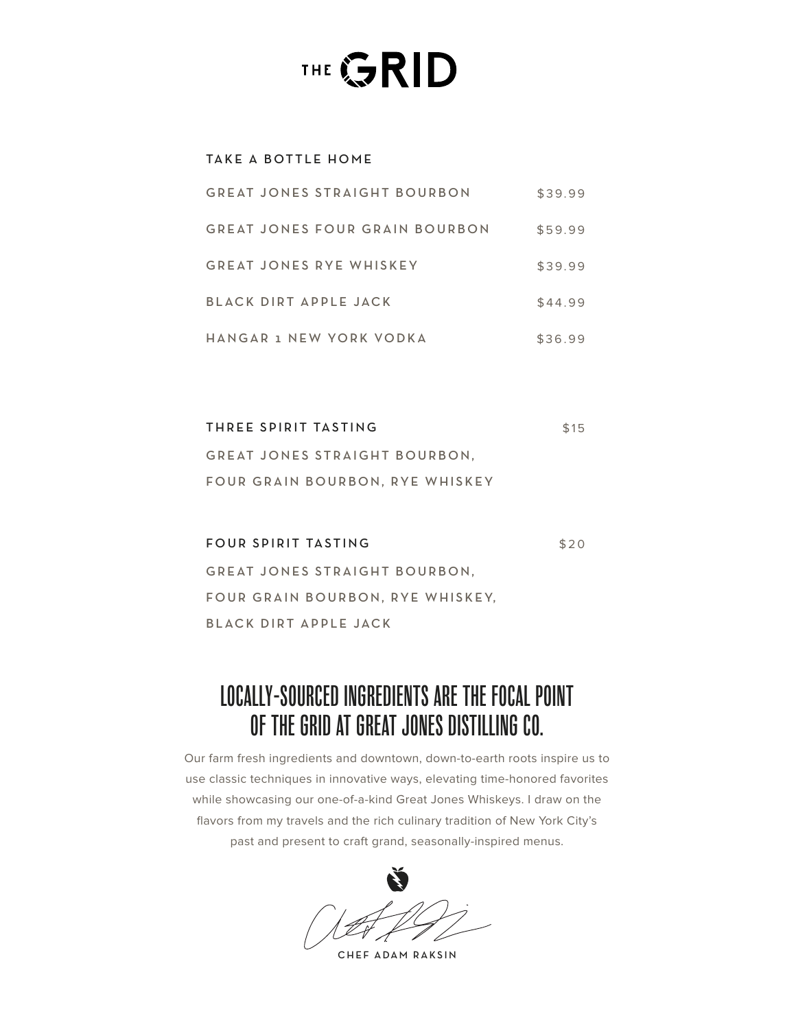# THE GRID

## TAKE A BOTTLE HOME

| | |
|---|---|
| GREAT JONES STRAIGHT BOURBON | $39.99 |
| GREAT JONES FOUR GRAIN BOURBON | $59.99 |
| GREAT JONES RYE WHISKEY | $39.99 |
| BLACK DIRT APPLE JACK | $44.99 |
| HANGAR 1 NEW YORK VODKA | $36.99 |

## THREE SPIRIT TASTING $15

GREAT JONES STRAIGHT BOURBON,
FOUR GRAIN BOURBON, RYE WHISKEY

## FOUR SPIRIT TASTING $20

GREAT JONES STRAIGHT BOURBON,
FOUR GRAIN BOURBON, RYE WHISKEY,
BLACK DIRT APPLE JACK

## LOCALLY-SOURCED INGREDIENTS ARE THE FOCAL POINT OF THE GRID AT GREAT JONES DISTILLING CO.

Our farm fresh ingredients and downtown, down-to-earth roots inspire us to use classic techniques in innovative ways, elevating time-honored favorites while showcasing our one-of-a-kind Great Jones Whiskeys. I draw on the flavors from my travels and the rich culinary tradition of New York City's past and present to craft grand, seasonally-inspired menus.

CHEF ADAM RAKSIN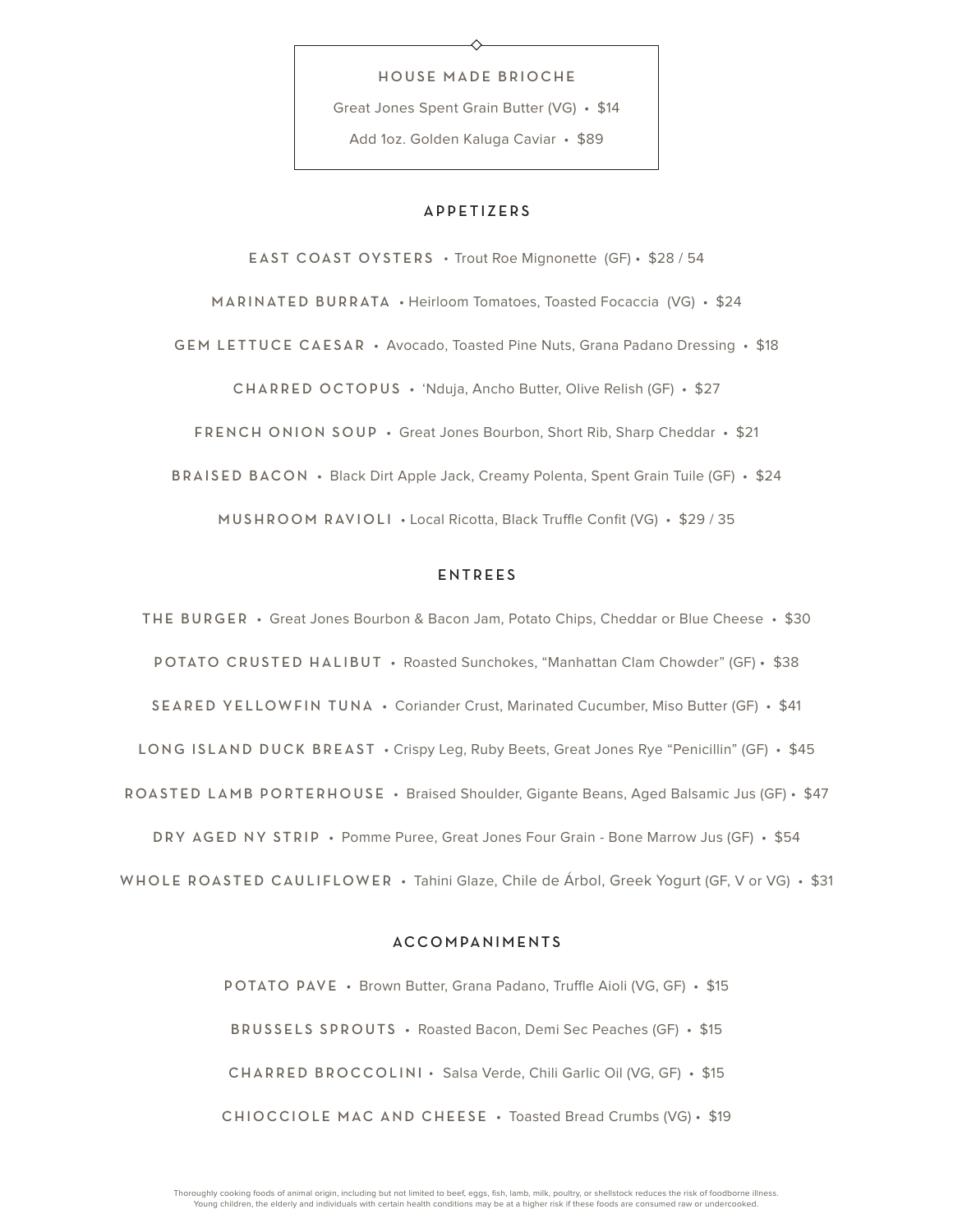## HOUSE MADE BRIOCHE

Great Jones Spent Grain Butter (VG) • $14

Add 1oz. Golden Kaluga Caviar • $89

## APPETIZERS

**EAST COAST OYSTERS** • Trout Roe Mignonette (GF) • $28 / 54

**MARINATED BURRATA** • Heirloom Tomatoes, Toasted Focaccia (VG) • $24

**GEM LETTUCE CAESAR** • Avocado, Toasted Pine Nuts, Grana Padano Dressing • $18

**CHARRED OCTOPUS** • 'Nduja, Ancho Butter, Olive Relish (GF) • $27

**FRENCH ONION SOUP** • Great Jones Bourbon, Short Rib, Sharp Cheddar • $21

**BRAISED BACON** • Black Dirt Apple Jack, Creamy Polenta, Spent Grain Tuile (GF) • $24

**MUSHROOM RAVIOLI** • Local Ricotta, Black Truffle Confit (VG) • $29 / 35

## ENTREES

**THE BURGER** • Great Jones Bourbon & Bacon Jam, Potato Chips, Cheddar or Blue Cheese • $30

**POTATO CRUSTED HALIBUT** • Roasted Sunchokes, "Manhattan Clam Chowder" (GF) • $38

**SEARED YELLOWFIN TUNA** • Coriander Crust, Marinated Cucumber, Miso Butter (GF) • $41

**LONG ISLAND DUCK BREAST** • Crispy Leg, Ruby Beets, Great Jones Rye "Penicillin" (GF) • $45

**ROASTED LAMB PORTERHOUSE** • Braised Shoulder, Gigante Beans, Aged Balsamic Jus (GF) • $47

**DRY AGED NY STRIP** • Pomme Puree, Great Jones Four Grain - Bone Marrow Jus (GF) • $54

**WHOLE ROASTED CAULIFLOWER** • Tahini Glaze, Chile de Árbol, Greek Yogurt (GF, V or VG) • $31

## ACCOMPANIMENTS

**POTATO PAVE** • Brown Butter, Grana Padano, Truffle Aioli (VG, GF) • $15

**BRUSSELS SPROUTS** • Roasted Bacon, Demi Sec Peaches (GF) • $15

**CHARRED BROCCOLINI** • Salsa Verde, Chili Garlic Oil (VG, GF) • $15

**CHIOCCIOLE MAC AND CHEESE** • Toasted Bread Crumbs (VG) • $19

Thoroughly cooking foods of animal origin, including but not limited to beef, eggs, fish, lamb, milk, poultry, or shellstock reduces the risk of foodborne illness. Young children, the elderly and individuals with certain health conditions may be at a higher risk if these foods are consumed raw or undercooked.